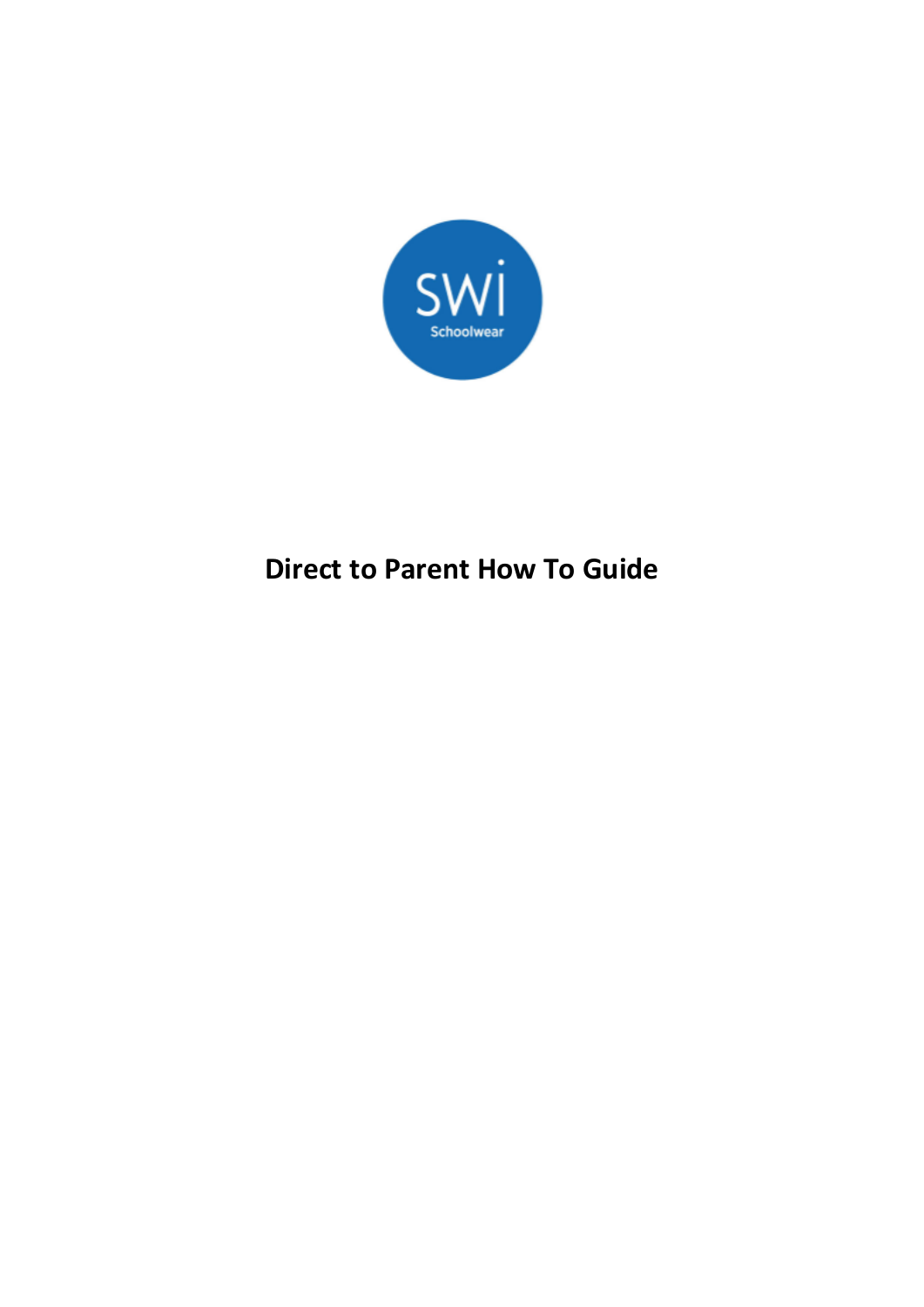SWi
Schoolwear

# Direct to Parent How To Guide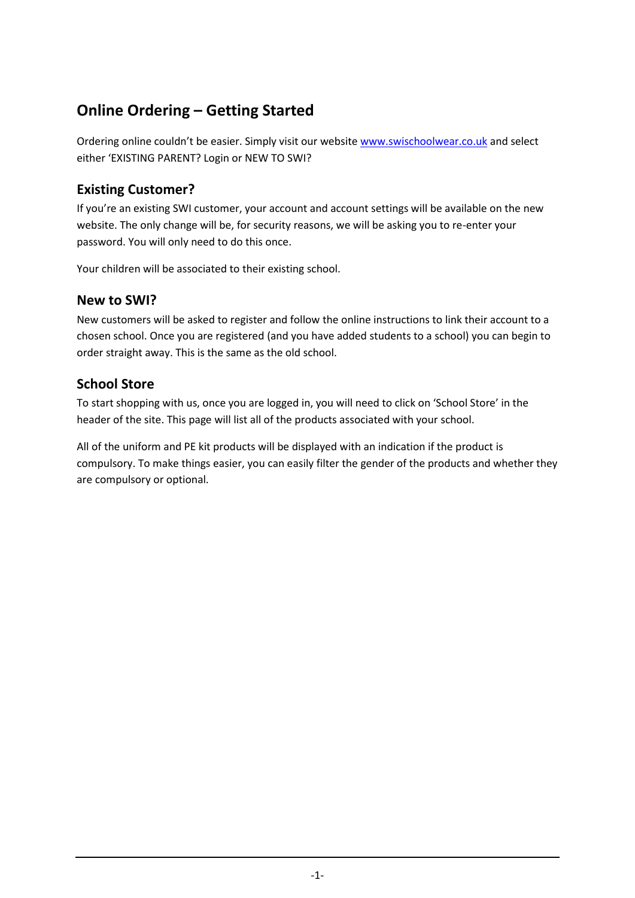## Online Ordering – Getting Started

Ordering online couldn't be easier. Simply visit our website [www.swischoolwear.co.uk](http://www.swischoolwear.co.uk) and select either 'EXISTING PARENT? Login or NEW TO SWI?

### Existing Customer?

If you're an existing SWI customer, your account and account settings will be available on the new website. The only change will be, for security reasons, we will be asking you to re-enter your password. You will only need to do this once.

Your children will be associated to their existing school.

### New to SWI?

New customers will be asked to register and follow the online instructions to link their account to a chosen school. Once you are registered (and you have added students to a school) you can begin to order straight away. This is the same as the old school.

### School Store

To start shopping with us, once you are logged in, you will need to click on 'School Store' in the header of the site. This page will list all of the products associated with your school.

All of the uniform and PE kit products will be displayed with an indication if the product is compulsory. To make things easier, you can easily filter the gender of the products and whether they are compulsory or optional.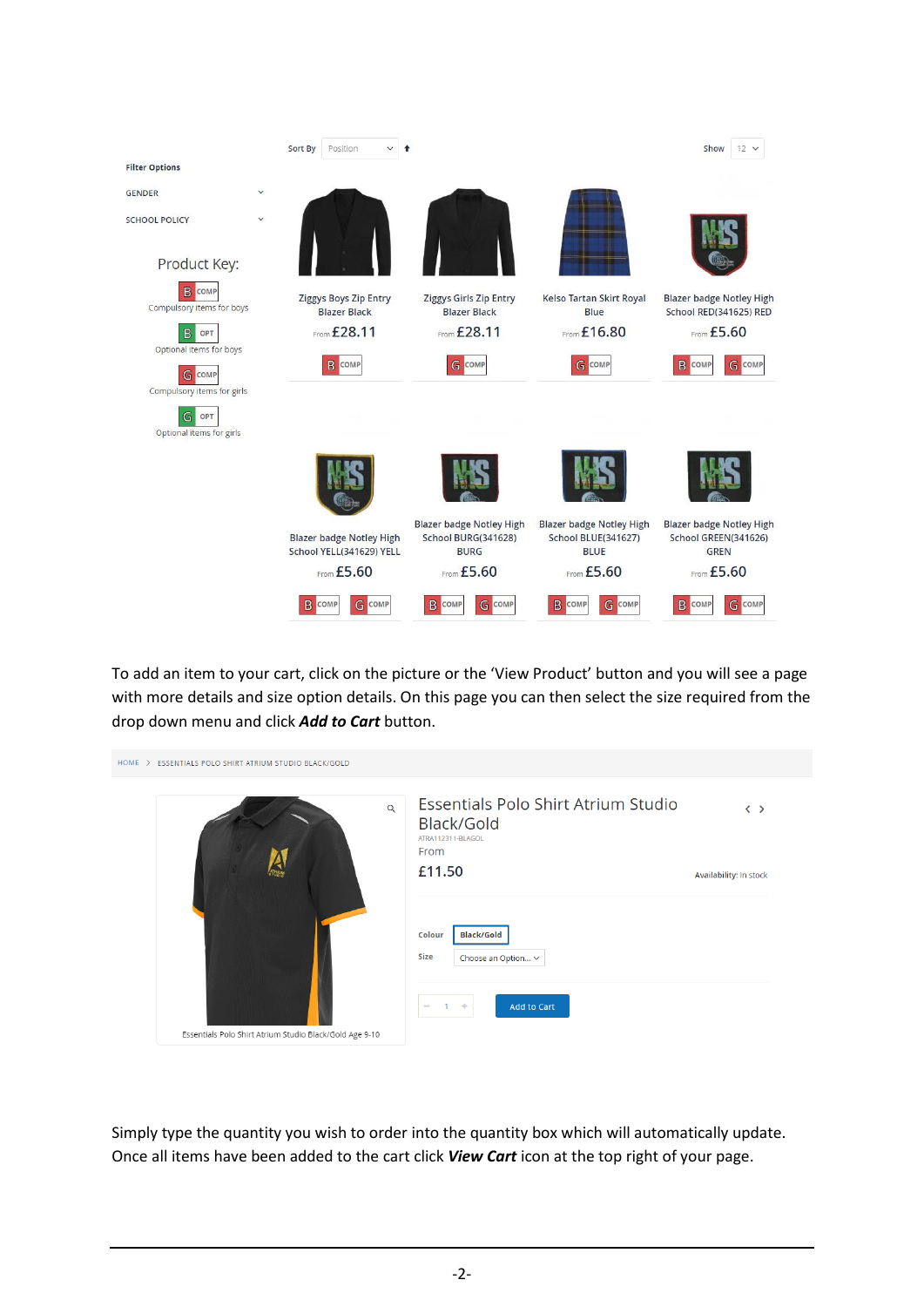Sort By Position | Show 12

Filter Options

GENDER

SCHOOL POLICY

Product Key:

B COMP — Compulsory items for boys

B OPT — Optional items for boys

G COMP — Compulsory items for girls

G OPT — Optional items for girls

| Product | Price | Key |
|---|---|---|
| Ziggys Boys Zip Entry Blazer Black | From £28.11 | B COMP |
| Ziggys Girls Zip Entry Blazer Black | From £28.11 | G COMP |
| Kelso Tartan Skirt Royal Blue | From £16.80 | G COMP |
| Blazer badge Notley High School RED(341625) RED | From £5.60 | B COMP, G COMP |
| Blazer badge Notley High School YELL(341629) YELL | From £5.60 | B COMP, G COMP |
| Blazer badge Notley High School BURG(341628) BURG | From £5.60 | B COMP, G COMP |
| Blazer badge Notley High School BLUE(341627) BLUE | From £5.60 | B COMP, G COMP |
| Blazer badge Notley High School GREEN(341626) GREN | From £5.60 | B COMP, G COMP |

To add an item to your cart, click on the picture or the 'View Product' button and you will see a page with more details and size option details. On this page you can then select the size required from the drop down menu and click ***Add to Cart*** button.

HOME > ESSENTIALS POLO SHIRT ATRIUM STUDIO BLACK/GOLD

Essentials Polo Shirt Atrium Studio Black/Gold

ATRA112311-BLAGOL

From

£11.50

Availability: In stock

Colour: Black/Gold

Size: Choose an Option...

1 — Add to Cart

Essentials Polo Shirt Atrium Studio Black/Gold Age 9-10

Simply type the quantity you wish to order into the quantity box which will automatically update. Once all items have been added to the cart click ***View Cart*** icon at the top right of your page.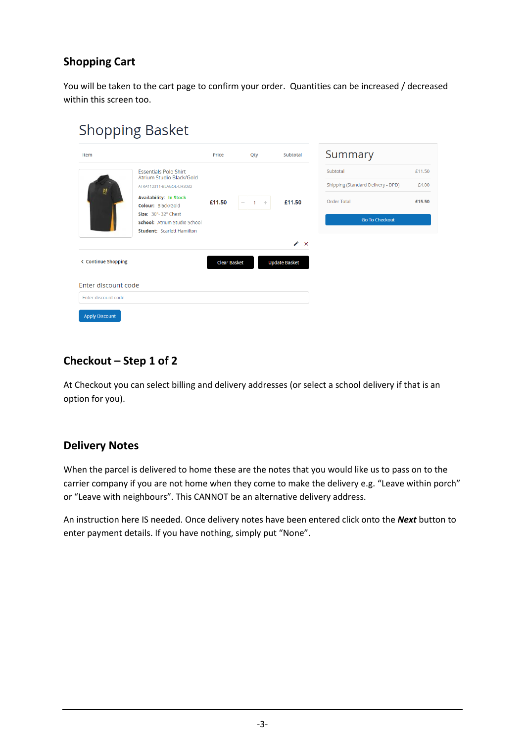## Shopping Cart

You will be taken to the cart page to confirm your order. Quantities can be increased / decreased within this screen too.

Shopping Basket

| Item | Price | Qty | Subtotal |
|---|---|---|---|
| Essentials Polo Shirt Atrium Studio Black/Gold<br>ATRA112311-BLAGOL-CH3032<br>**Availability:** In Stock<br>**Colour:** Black/Gold<br>**Size:** 30"- 32" Chest<br>**School:** Atrium Studio School<br>**Student:** Scarlett Hamilton | £11.50 | 1 | £11.50 |

< Continue Shopping

Clear Basket | Update Basket

Enter discount code

Enter discount code

Apply Discount

Summary

| | |
|---|---|
| Subtotal | £11.50 |
| Shipping (Standard Delivery - DPD) | £4.00 |
| Order Total | £15.50 |

Go To Checkout

## Checkout – Step 1 of 2

At Checkout you can select billing and delivery addresses (or select a school delivery if that is an option for you).

## Delivery Notes

When the parcel is delivered to home these are the notes that you would like us to pass on to the carrier company if you are not home when they come to make the delivery e.g. "Leave within porch" or "Leave with neighbours". This CANNOT be an alternative delivery address.

An instruction here IS needed. Once delivery notes have been entered click onto the ***Next*** button to enter payment details. If you have nothing, simply put "None".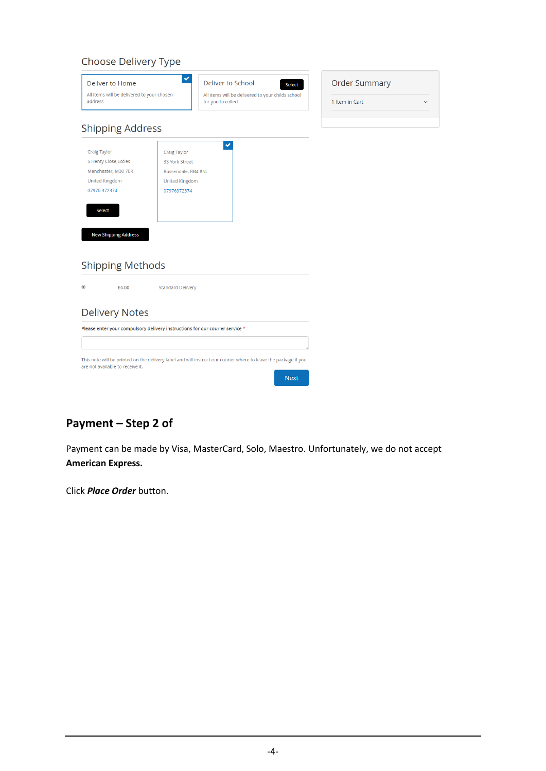## Choose Delivery Type

**Deliver to Home**

All items will be delivered to your chosen address

**Deliver to School** — Select

All items will be delivered to your childs school for you to collect

## Order Summary

1 Item in Cart

## Shipping Address

Craig Taylor
5 Henty Close,Eccles
Manchester, M30 7ER
United Kingdom
07976 372374

Select

Craig Taylor
33 York Street
Rossendale, BB4 8NL
United Kingdom
07976372374

New Shipping Address

## Shipping Methods

£4.00 Standard Delivery

## Delivery Notes

Please enter your compulsory delivery instructions for our courier service *

This note will be printed on the delivery label and will instruct our courier where to leave the package if you are not available to receive it.

Next

# Payment – Step 2 of

Payment can be made by Visa, MasterCard, Solo, Maestro. Unfortunately, we do not accept **American Express.**

Click ***Place Order*** button.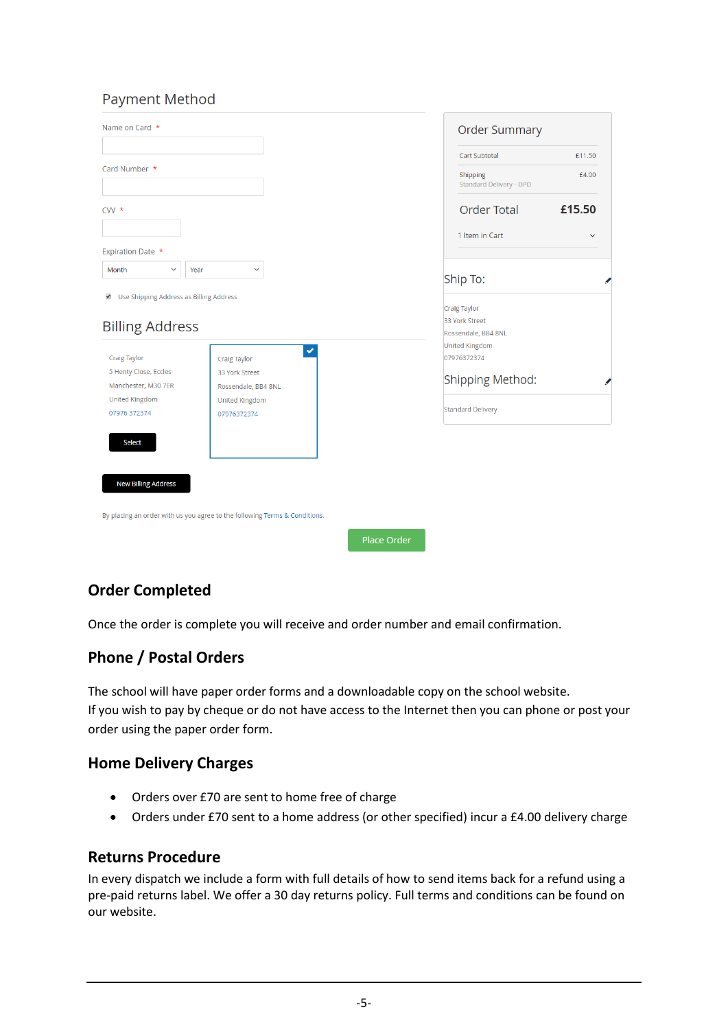## Payment Method

Name on Card *

Card Number *

CVV *

Expiration Date *

Month | Year

Use Shipping Address as Billing Address

## Billing Address

Craig Taylor
5 Henty Close, Eccles
Manchester, M30 7ER
United Kingdom
07976 372374

Select

Craig Taylor
33 York Street
Rossendale, BB4 8NL
United Kingdom
07976372374

New Billing Address

By placing an order with us you agree to the following Terms & Conditions.

Place Order

### Order Summary

| | |
|---|---|
| Cart Subtotal | £11.50 |
| Shipping<br>Standard Delivery - DPD | £4.00 |
| **Order Total** | **£15.50** |

1 Item in Cart

### Ship To:

Craig Taylor
33 York Street
Rossendale, BB4 8NL
United Kingdom
07976372374

### Shipping Method:

Standard Delivery

## Order Completed

Once the order is complete you will receive and order number and email confirmation.

## Phone / Postal Orders

The school will have paper order forms and a downloadable copy on the school website.
If you wish to pay by cheque or do not have access to the Internet then you can phone or post your order using the paper order form.

## Home Delivery Charges

- Orders over £70 are sent to home free of charge
- Orders under £70 sent to a home address (or other specified) incur a £4.00 delivery charge

## Returns Procedure

In every dispatch we include a form with full details of how to send items back for a refund using a pre-paid returns label. We offer a 30 day returns policy. Full terms and conditions can be found on our website.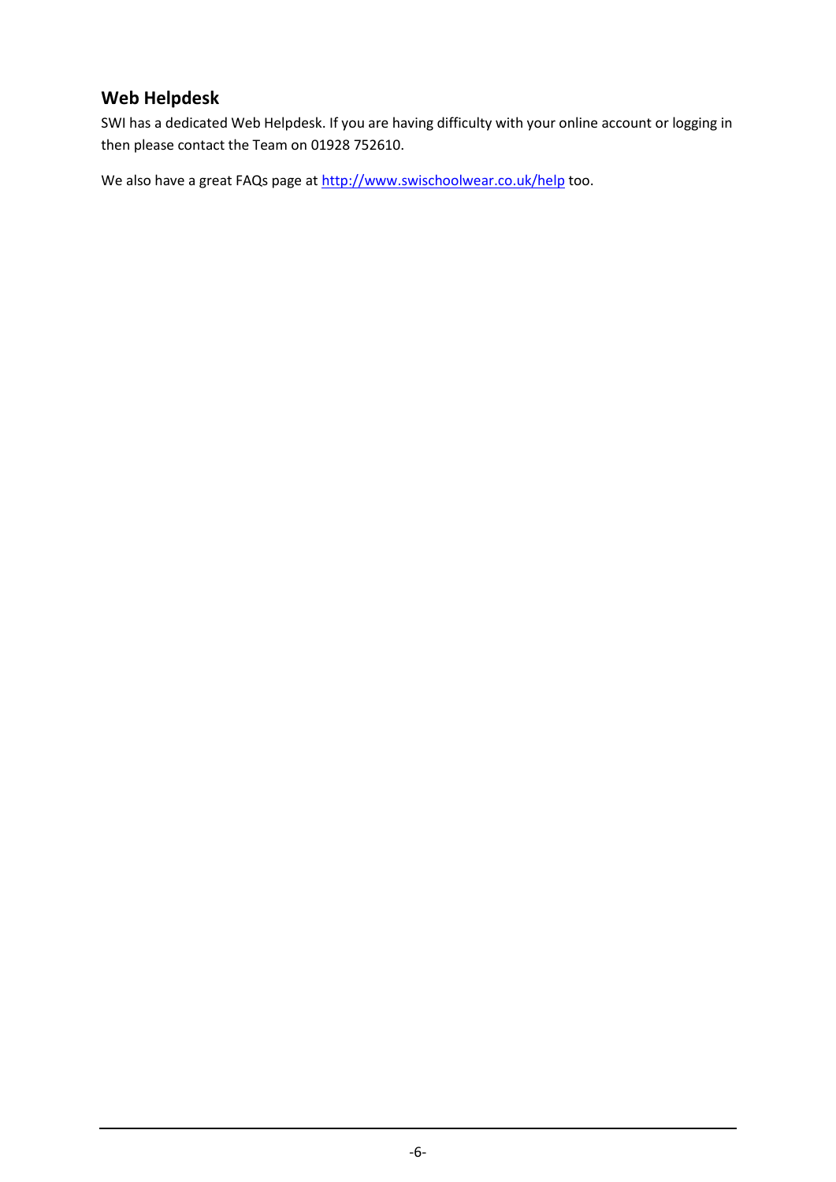## Web Helpdesk

SWI has a dedicated Web Helpdesk. If you are having difficulty with your online account or logging in then please contact the Team on 01928 752610.

We also have a great FAQs page at http://www.swischoolwear.co.uk/help too.